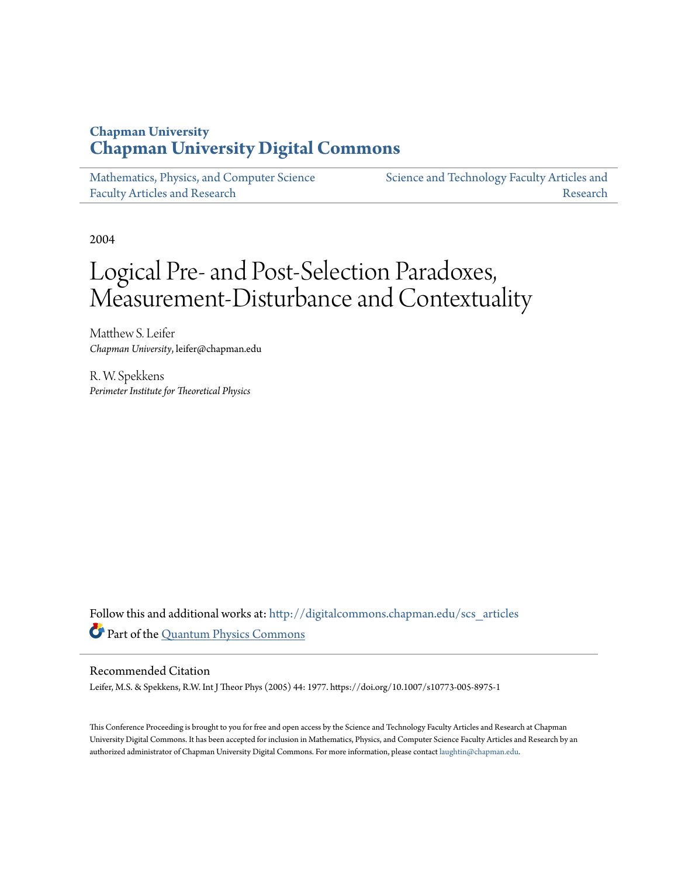**Chapman University**
**Chapman University Digital Commons**

Mathematics, Physics, and Computer Science Faculty Articles and Research | Science and Technology Faculty Articles and Research

2004

# Logical Pre- and Post-Selection Paradoxes, Measurement-Disturbance and Contextuality

Matthew S. Leifer
*Chapman University*, leifer@chapman.edu

R. W. Spekkens
*Perimeter Institute for Theoretical Physics*

Follow this and additional works at: http://digitalcommons.chapman.edu/scs_articles

Part of the Quantum Physics Commons

### Recommended Citation

Leifer, M.S. & Spekkens, R.W. Int J Theor Phys (2005) 44: 1977. https://doi.org/10.1007/s10773-005-8975-1

This Conference Proceeding is brought to you for free and open access by the Science and Technology Faculty Articles and Research at Chapman University Digital Commons. It has been accepted for inclusion in Mathematics, Physics, and Computer Science Faculty Articles and Research by an authorized administrator of Chapman University Digital Commons. For more information, please contact laughtin@chapman.edu.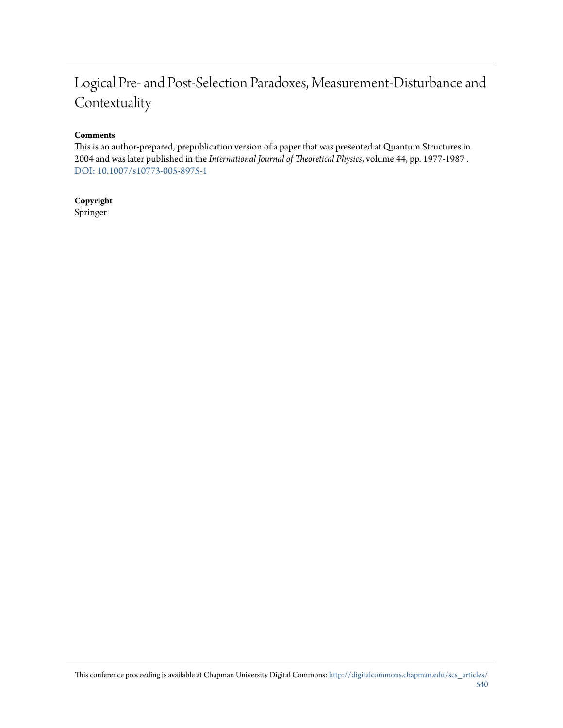# Logical Pre- and Post-Selection Paradoxes, Measurement-Disturbance and Contextuality

**Comments**

This is an author-prepared, prepublication version of a paper that was presented at Quantum Structures in 2004 and was later published in the *International Journal of Theoretical Physics*, volume 44, pp. 1977-1987 . DOI: 10.1007/s10773-005-8975-1

**Copyright**

Springer

This conference proceeding is available at Chapman University Digital Commons: http://digitalcommons.chapman.edu/scs_articles/540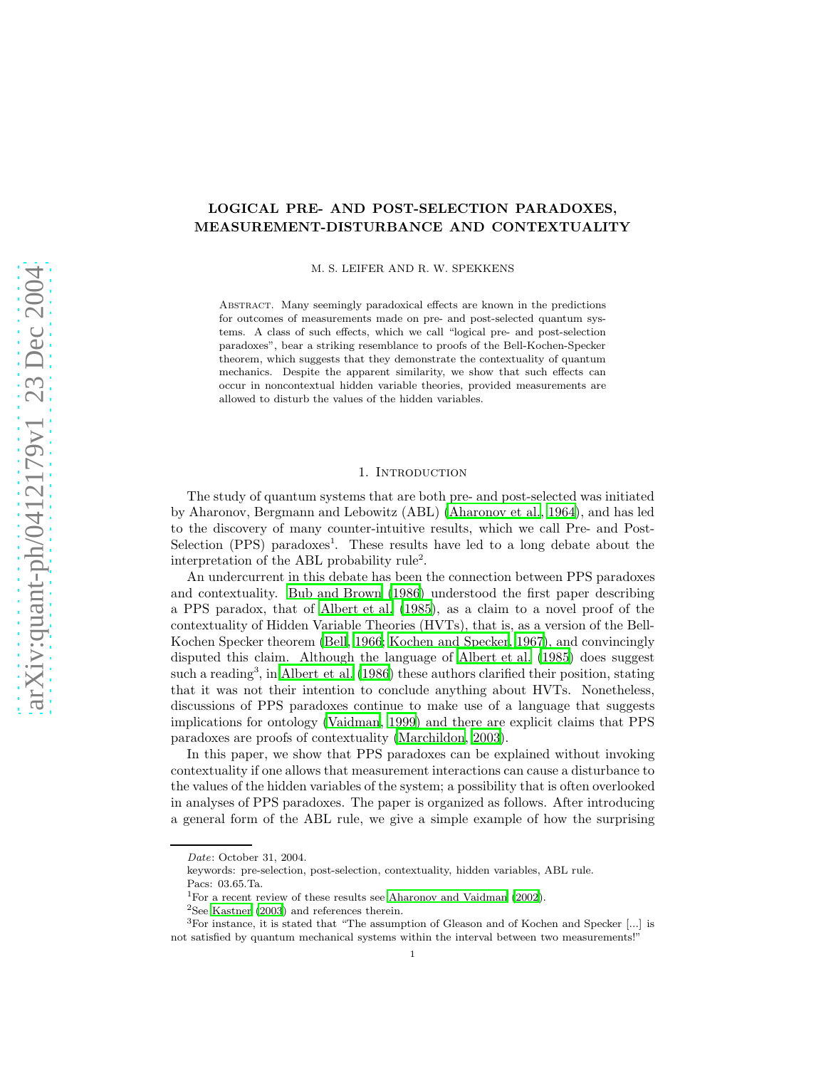# LOGICAL PRE- AND POST-SELECTION PARADOXES, MEASUREMENT-DISTURBANCE AND CONTEXTUALITY

M. S. LEIFER AND R. W. SPEKKENS

Abstract. Many seemingly paradoxical effects are known in the predictions for outcomes of measurements made on pre- and post-selected quantum systems. A class of such effects, which we call "logical pre- and post-selection paradoxes", bear a striking resemblance to proofs of the Bell-Kochen-Specker theorem, which suggests that they demonstrate the contextuality of quantum mechanics. Despite the apparent similarity, we show that such effects can occur in noncontextual hidden variable theories, provided measurements are allowed to disturb the values of the hidden variables.

## 1. Introduction

The study of quantum systems that are both pre- and post-selected was initiated by Aharonov, Bergmann and Lebowitz (ABL) (Aharonov et al., 1964), and has led to the discovery of many counter-intuitive results, which we call Pre- and Post-Selection (PPS) paradoxes[1]. These results have led to a long debate about the interpretation of the ABL probability rule[2].

An undercurrent in this debate has been the connection between PPS paradoxes and contextuality. Bub and Brown (1986) understood the first paper describing a PPS paradox, that of Albert et al. (1985), as a claim to a novel proof of the contextuality of Hidden Variable Theories (HVTs), that is, as a version of the Bell-Kochen Specker theorem (Bell, 1966; Kochen and Specker, 1967), and convincingly disputed this claim. Although the language of Albert et al. (1985) does suggest such a reading[3], in Albert et al. (1986) these authors clarified their position, stating that it was not their intention to conclude anything about HVTs. Nonetheless, discussions of PPS paradoxes continue to make use of a language that suggests implications for ontology (Vaidman, 1999) and there are explicit claims that PPS paradoxes are proofs of contextuality (Marchildon, 2003).

In this paper, we show that PPS paradoxes can be explained without invoking contextuality if one allows that measurement interactions can cause a disturbance to the values of the hidden variables of the system; a possibility that is often overlooked in analyses of PPS paradoxes. The paper is organized as follows. After introducing a general form of the ABL rule, we give a simple example of how the surprising

*Date*: October 31, 2004.

keywords: pre-selection, post-selection, contextuality, hidden variables, ABL rule.

Pacs: 03.65.Ta.

[1]For a recent review of these results see Aharonov and Vaidman (2002).

[2]See Kastner (2003) and references therein.

[3]For instance, it is stated that "The assumption of Gleason and of Kochen and Specker [...] is not satisfied by quantum mechanical systems within the interval between two measurements!"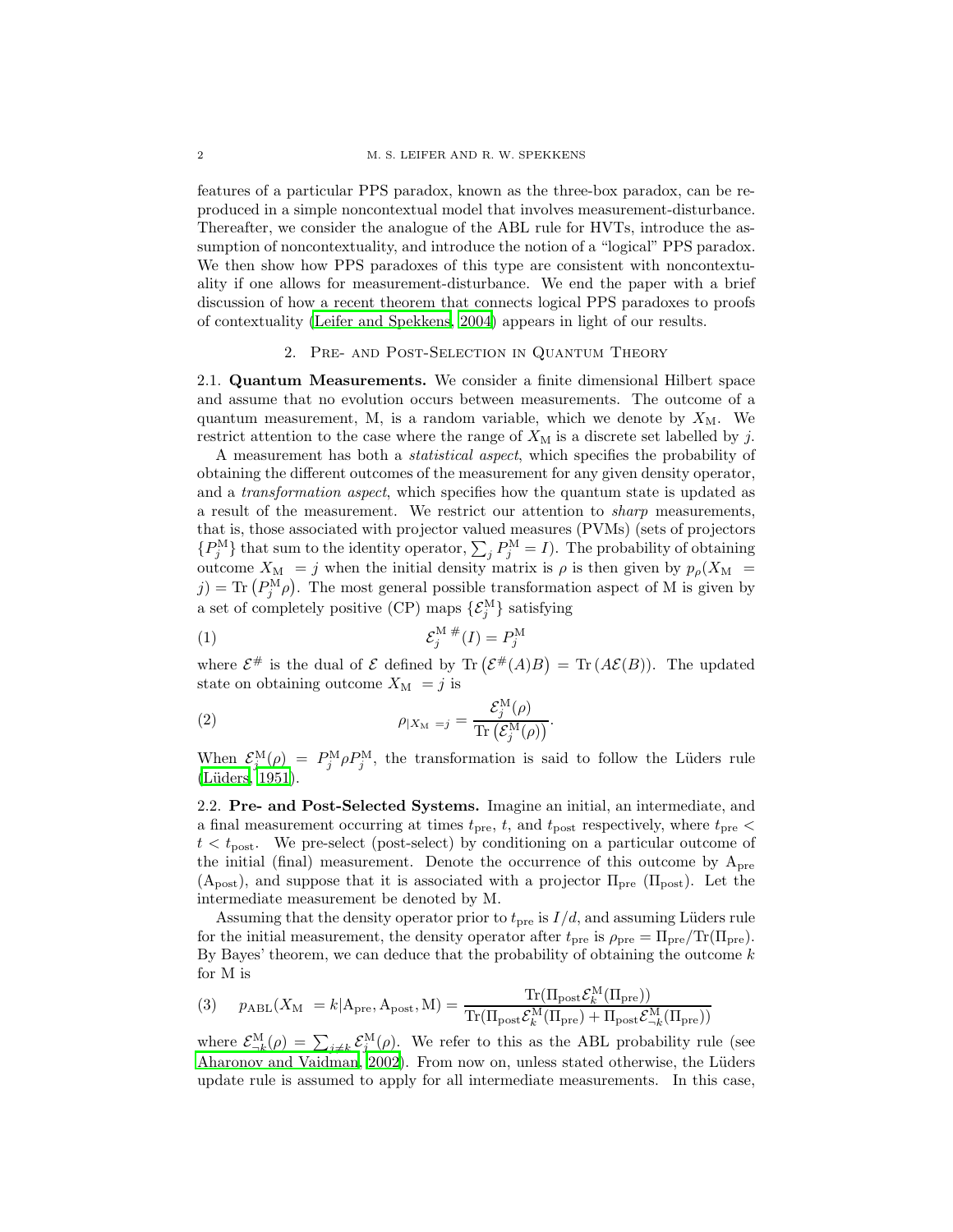features of a particular PPS paradox, known as the three-box paradox, can be reproduced in a simple noncontextual model that involves measurement-disturbance. Thereafter, we consider the analogue of the ABL rule for HVTs, introduce the assumption of noncontextuality, and introduce the notion of a "logical" PPS paradox. We then show how PPS paradoxes of this type are consistent with noncontextuality if one allows for measurement-disturbance. We end the paper with a brief discussion of how a recent theorem that connects logical PPS paradoxes to proofs of contextuality (Leifer and Spekkens, 2004) appears in light of our results.

## 2. Pre- and Post-Selection in Quantum Theory

**2.1. Quantum Measurements.** We consider a finite dimensional Hilbert space and assume that no evolution occurs between measurements. The outcome of a quantum measurement, M, is a random variable, which we denote by $X_{\mathrm{M}}$. We restrict attention to the case where the range of $X_{\mathrm{M}}$ is a discrete set labelled by $j$.

A measurement has both a *statistical aspect*, which specifies the probability of obtaining the different outcomes of the measurement for any given density operator, and a *transformation aspect*, which specifies how the quantum state is updated as a result of the measurement. We restrict our attention to *sharp* measurements, that is, those associated with projector valued measures (PVMs) (sets of projectors $\{P_j^{\mathrm{M}}\}$ that sum to the identity operator, $\sum_j P_j^{\mathrm{M}} = I$). The probability of obtaining outcome $X_{\mathrm{M}} = j$ when the initial density matrix is $\rho$ is then given by $p_\rho(X_{\mathrm{M}} = j) = \mathrm{Tr}\left(P_j^{\mathrm{M}}\rho\right)$. The most general possible transformation aspect of M is given by a set of completely positive (CP) maps $\{\mathcal{E}_j^{\mathrm{M}}\}$ satisfying

$$\mathcal{E}_j^{\mathrm{M}\,\#}(I) = P_j^{\mathrm{M}} \tag{1}$$

where $\mathcal{E}^{\#}$ is the dual of $\mathcal{E}$ defined by $\mathrm{Tr}\left(\mathcal{E}^{\#}(A)B\right) = \mathrm{Tr}\left(A\mathcal{E}(B)\right)$. The updated state on obtaining outcome $X_{\mathrm{M}} = j$ is

$$\rho_{|X_{\mathrm{M}} = j} = \frac{\mathcal{E}_j^{\mathrm{M}}(\rho)}{\mathrm{Tr}\left(\mathcal{E}_j^{\mathrm{M}}(\rho)\right)}. \tag{2}$$

When $\mathcal{E}_j^{\mathrm{M}}(\rho) = P_j^{\mathrm{M}}\rho P_j^{\mathrm{M}}$, the transformation is said to follow the Lüders rule (Lüders, 1951).

**2.2. Pre- and Post-Selected Systems.** Imagine an initial, an intermediate, and a final measurement occurring at times $t_{\mathrm{pre}}$, $t$, and $t_{\mathrm{post}}$ respectively, where $t_{\mathrm{pre}} < t < t_{\mathrm{post}}$. We pre-select (post-select) by conditioning on a particular outcome of the initial (final) measurement. Denote the occurrence of this outcome by $\mathrm{A}_{\mathrm{pre}}$ ($\mathrm{A}_{\mathrm{post}}$), and suppose that it is associated with a projector $\Pi_{\mathrm{pre}}$ ($\Pi_{\mathrm{post}}$). Let the intermediate measurement be denoted by M.

Assuming that the density operator prior to $t_{\mathrm{pre}}$ is $I/d$, and assuming Lüders rule for the initial measurement, the density operator after $t_{\mathrm{pre}}$ is $\rho_{\mathrm{pre}} = \Pi_{\mathrm{pre}}/\mathrm{Tr}(\Pi_{\mathrm{pre}})$. By Bayes' theorem, we can deduce that the probability of obtaining the outcome $k$ for M is

$$p_{\mathrm{ABL}}(X_{\mathrm{M}} = k|\mathrm{A}_{\mathrm{pre}}, \mathrm{A}_{\mathrm{post}}, \mathrm{M}) = \frac{\mathrm{Tr}(\Pi_{\mathrm{post}}\mathcal{E}_k^{\mathrm{M}}(\Pi_{\mathrm{pre}}))}{\mathrm{Tr}(\Pi_{\mathrm{post}}\mathcal{E}_k^{\mathrm{M}}(\Pi_{\mathrm{pre}}) + \Pi_{\mathrm{post}}\mathcal{E}_{\neg k}^{\mathrm{M}}(\Pi_{\mathrm{pre}}))} \tag{3}$$

where $\mathcal{E}_{\neg k}^{\mathrm{M}}(\rho) = \sum_{j \neq k} \mathcal{E}_j^{\mathrm{M}}(\rho)$. We refer to this as the ABL probability rule (see Aharonov and Vaidman, 2002). From now on, unless stated otherwise, the Lüders update rule is assumed to apply for all intermediate measurements. In this case,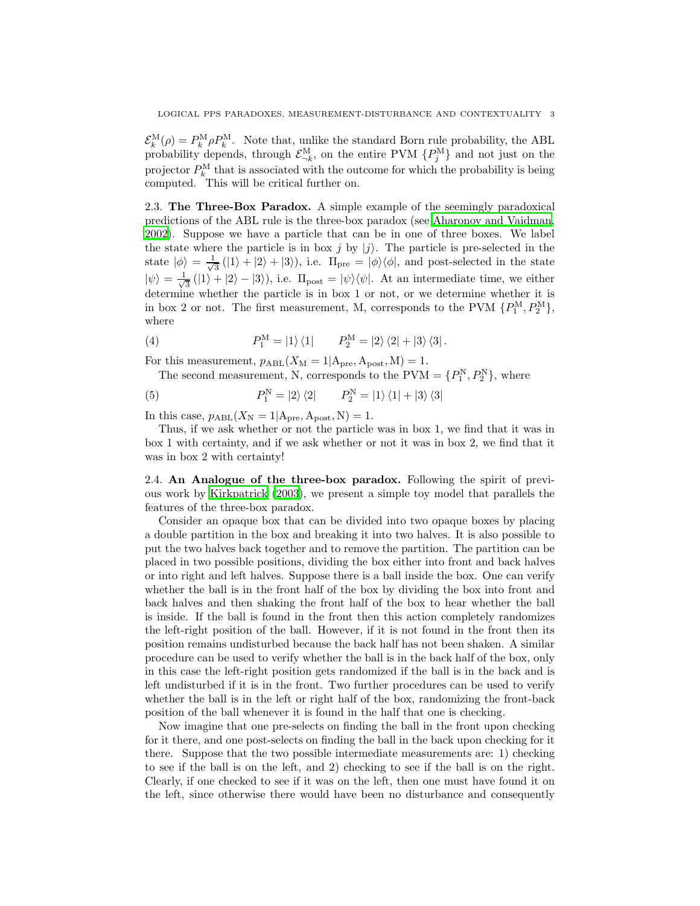$\mathcal{E}^{\mathrm{M}}_k(\rho) = P^{\mathrm{M}}_k \rho P^{\mathrm{M}}_k$. Note that, unlike the standard Born rule probability, the ABL probability depends, through $\mathcal{E}^{\mathrm{M}}_{\neg k}$, on the entire PVM $\{P^{\mathrm{M}}_j\}$ and not just on the projector $P^{\mathrm{M}}_k$ that is associated with the outcome for which the probability is being computed. This will be critical further on.

2.3. **The Three-Box Paradox.** A simple example of the seemingly paradoxical predictions of the ABL rule is the three-box paradox (see Aharonov and Vaidman, 2002). Suppose we have a particle that can be in one of three boxes. We label the state where the particle is in box $j$ by $|j\rangle$. The particle is pre-selected in the state $|\phi\rangle = \frac{1}{\sqrt{3}}(|1\rangle + |2\rangle + |3\rangle)$, i.e. $\Pi_{\mathrm{pre}} = |\phi\rangle\langle\phi|$, and post-selected in the state $|\psi\rangle = \frac{1}{\sqrt{3}}(|1\rangle + |2\rangle - |3\rangle)$, i.e. $\Pi_{\mathrm{post}} = |\psi\rangle\langle\psi|$. At an intermediate time, we either determine whether the particle is in box 1 or not, or we determine whether it is in box 2 or not. The first measurement, M, corresponds to the PVM $\{P^{\mathrm{M}}_1, P^{\mathrm{M}}_2\}$, where

$$P^{\mathrm{M}}_1 = |1\rangle\langle 1| \qquad P^{\mathrm{M}}_2 = |2\rangle\langle 2| + |3\rangle\langle 3|. \tag{4}$$

For this measurement, $p_{\mathrm{ABL}}(X_{\mathrm{M}} = 1|\mathrm{A}_{\mathrm{pre}}, \mathrm{A}_{\mathrm{post}}, \mathrm{M}) = 1$.

The second measurement, N, corresponds to the PVM $= \{P^{\mathrm{N}}_1, P^{\mathrm{N}}_2\}$, where

$$P^{\mathrm{N}}_1 = |2\rangle\langle 2| \qquad P^{\mathrm{N}}_2 = |1\rangle\langle 1| + |3\rangle\langle 3| \tag{5}$$

In this case, $p_{\mathrm{ABL}}(X_{\mathrm{N}} = 1|\mathrm{A}_{\mathrm{pre}}, \mathrm{A}_{\mathrm{post}}, \mathrm{N}) = 1$.

Thus, if we ask whether or not the particle was in box 1, we find that it was in box 1 with certainty, and if we ask whether or not it was in box 2, we find that it was in box 2 with certainty!

2.4. **An Analogue of the three-box paradox.** Following the spirit of previous work by Kirkpatrick (2003), we present a simple toy model that parallels the features of the three-box paradox.

Consider an opaque box that can be divided into two opaque boxes by placing a double partition in the box and breaking it into two halves. It is also possible to put the two halves back together and to remove the partition. The partition can be placed in two possible positions, dividing the box either into front and back halves or into right and left halves. Suppose there is a ball inside the box. One can verify whether the ball is in the front half of the box by dividing the box into front and back halves and then shaking the front half of the box to hear whether the ball is inside. If the ball is found in the front then this action completely randomizes the left-right position of the ball. However, if it is not found in the front then its position remains undisturbed because the back half has not been shaken. A similar procedure can be used to verify whether the ball is in the back half of the box, only in this case the left-right position gets randomized if the ball is in the back and is left undisturbed if it is in the front. Two further procedures can be used to verify whether the ball is in the left or right half of the box, randomizing the front-back position of the ball whenever it is found in the half that one is checking.

Now imagine that one pre-selects on finding the ball in the front upon checking for it there, and one post-selects on finding the ball in the back upon checking for it there. Suppose that the two possible intermediate measurements are: 1) checking to see if the ball is on the left, and 2) checking to see if the ball is on the right. Clearly, if one checked to see if it was on the left, then one must have found it on the left, since otherwise there would have been no disturbance and consequently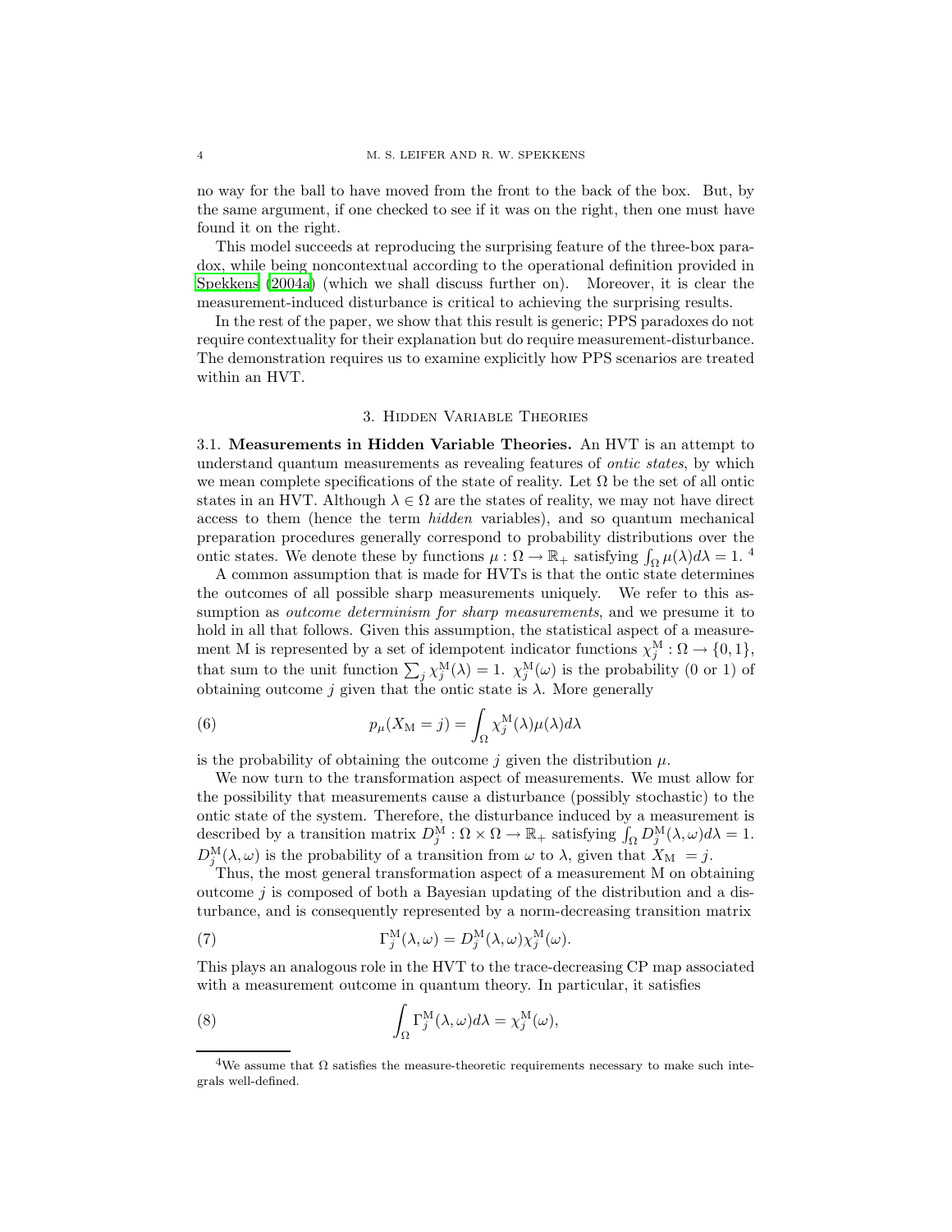no way for the ball to have moved from the front to the back of the box. But, by the same argument, if one checked to see if it was on the right, then one must have found it on the right.

This model succeeds at reproducing the surprising feature of the three-box paradox, while being noncontextual according to the operational definition provided in Spekkens (2004a) (which we shall discuss further on). Moreover, it is clear the measurement-induced disturbance is critical to achieving the surprising results.

In the rest of the paper, we show that this result is generic; PPS paradoxes do not require contextuality for their explanation but do require measurement-disturbance. The demonstration requires us to examine explicitly how PPS scenarios are treated within an HVT.

## 3. Hidden Variable Theories

**3.1. Measurements in Hidden Variable Theories.** An HVT is an attempt to understand quantum measurements as revealing features of *ontic states*, by which we mean complete specifications of the state of reality. Let $\Omega$ be the set of all ontic states in an HVT. Although $\lambda \in \Omega$ are the states of reality, we may not have direct access to them (hence the term *hidden* variables), and so quantum mechanical preparation procedures generally correspond to probability distributions over the ontic states. We denote these by functions $\mu : \Omega \to \mathbb{R}_+$ satisfying $\int_\Omega \mu(\lambda) d\lambda = 1$. [4]

A common assumption that is made for HVTs is that the ontic state determines the outcomes of all possible sharp measurements uniquely. We refer to this assumption as *outcome determinism for sharp measurements*, and we presume it to hold in all that follows. Given this assumption, the statistical aspect of a measurement M is represented by a set of idempotent indicator functions $\chi_j^{\mathrm{M}} : \Omega \to \{0, 1\}$, that sum to the unit function $\sum_j \chi_j^{\mathrm{M}}(\lambda) = 1$. $\chi_j^{\mathrm{M}}(\omega)$ is the probability (0 or 1) of obtaining outcome $j$ given that the ontic state is $\lambda$. More generally

$$p_\mu(X_{\mathrm{M}} = j) = \int_\Omega \chi_j^{\mathrm{M}}(\lambda) \mu(\lambda) d\lambda \tag{6}$$

is the probability of obtaining the outcome $j$ given the distribution $\mu$.

We now turn to the transformation aspect of measurements. We must allow for the possibility that measurements cause a disturbance (possibly stochastic) to the ontic state of the system. Therefore, the disturbance induced by a measurement is described by a transition matrix $D_j^{\mathrm{M}} : \Omega \times \Omega \to \mathbb{R}_+$ satisfying $\int_\Omega D_j^{\mathrm{M}}(\lambda, \omega) d\lambda = 1$. $D_j^{\mathrm{M}}(\lambda, \omega)$ is the probability of a transition from $\omega$ to $\lambda$, given that $X_{\mathrm{M}} = j$.

Thus, the most general transformation aspect of a measurement M on obtaining outcome $j$ is composed of both a Bayesian updating of the distribution and a disturbance, and is consequently represented by a norm-decreasing transition matrix

$$\Gamma_j^{\mathrm{M}}(\lambda, \omega) = D_j^{\mathrm{M}}(\lambda, \omega) \chi_j^{\mathrm{M}}(\omega). \tag{7}$$

This plays an analogous role in the HVT to the trace-decreasing CP map associated with a measurement outcome in quantum theory. In particular, it satisfies

$$\int_\Omega \Gamma_j^{\mathrm{M}}(\lambda, \omega) d\lambda = \chi_j^{\mathrm{M}}(\omega), \tag{8}$$

[4] We assume that $\Omega$ satisfies the measure-theoretic requirements necessary to make such integrals well-defined.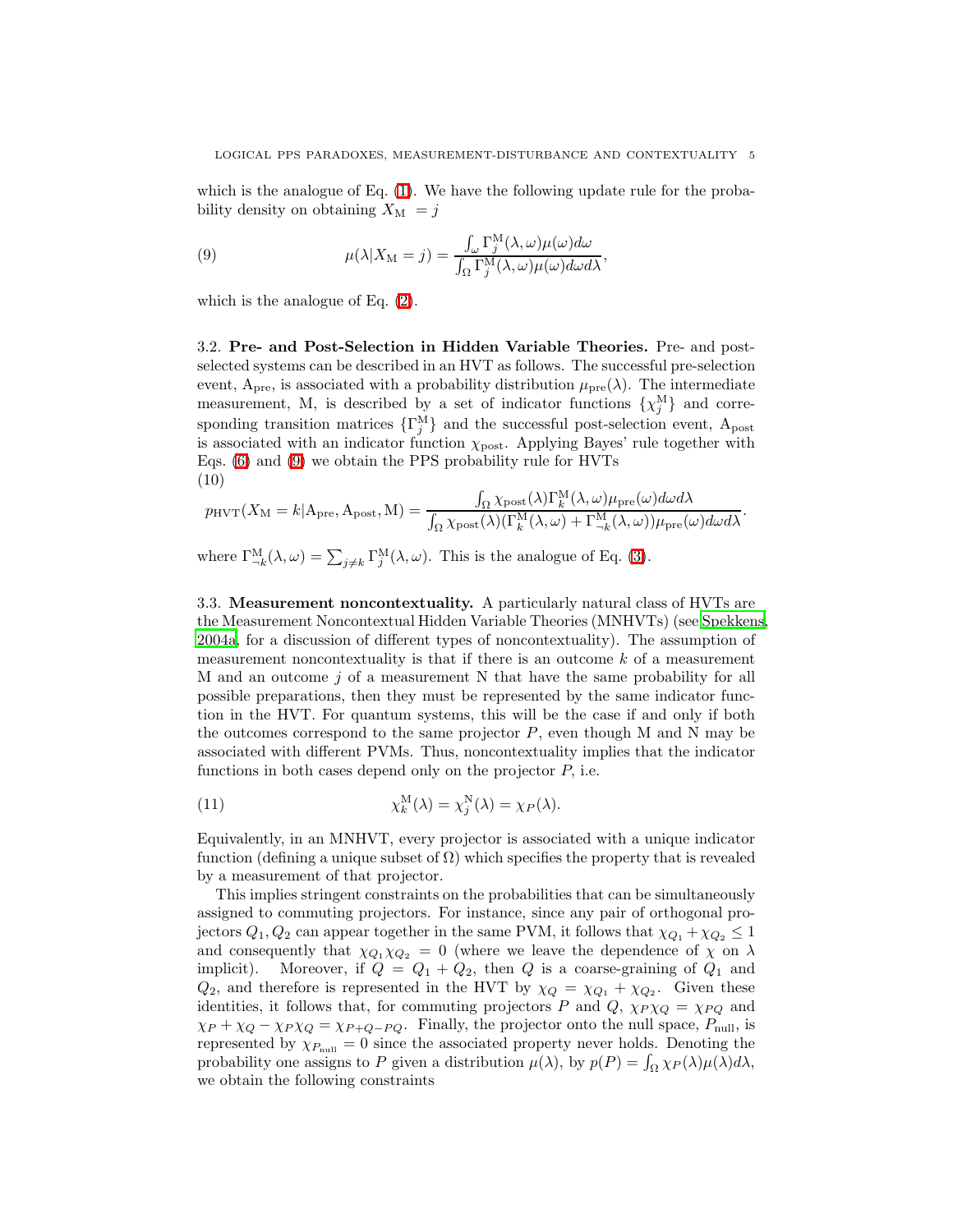which is the analogue of Eq. (1). We have the following update rule for the probability density on obtaining $X_{\mathrm{M}} = j$

$$\mu(\lambda | X_{\mathrm{M}} = j) = \frac{\int_{\omega} \Gamma_j^{\mathrm{M}}(\lambda, \omega) \mu(\omega) d\omega}{\int_{\Omega} \Gamma_j^{\mathrm{M}}(\lambda, \omega) \mu(\omega) d\omega d\lambda}, \tag{9}$$

which is the analogue of Eq. (2).

### 3.2. Pre- and Post-Selection in Hidden Variable Theories.

Pre- and post-selected systems can be described in an HVT as follows. The successful pre-selection event, $\mathrm{A}_{\mathrm{pre}}$, is associated with a probability distribution $\mu_{\mathrm{pre}}(\lambda)$. The intermediate measurement, M, is described by a set of indicator functions $\{\chi_j^{\mathrm{M}}\}$ and corresponding transition matrices $\{\Gamma_j^{\mathrm{M}}\}$ and the successful post-selection event, $\mathrm{A}_{\mathrm{post}}$ is associated with an indicator function $\chi_{\mathrm{post}}$. Applying Bayes' rule together with Eqs. (6) and (9) we obtain the PPS probability rule for HVTs

$$p_{\mathrm{HVT}}(X_{\mathrm{M}} = k | \mathrm{A}_{\mathrm{pre}}, \mathrm{A}_{\mathrm{post}}, \mathrm{M}) = \frac{\int_{\Omega} \chi_{\mathrm{post}}(\lambda) \Gamma_k^{\mathrm{M}}(\lambda, \omega) \mu_{\mathrm{pre}}(\omega) d\omega d\lambda}{\int_{\Omega} \chi_{\mathrm{post}}(\lambda) (\Gamma_k^{\mathrm{M}}(\lambda, \omega) + \Gamma_{\neg k}^{\mathrm{M}}(\lambda, \omega)) \mu_{\mathrm{pre}}(\omega) d\omega d\lambda}. \tag{10}$$

where $\Gamma_{\neg k}^{\mathrm{M}}(\lambda, \omega) = \sum_{j \neq k} \Gamma_j^{\mathrm{M}}(\lambda, \omega)$. This is the analogue of Eq. (3).

### 3.3. Measurement noncontextuality.

A particularly natural class of HVTs are the Measurement Noncontextual Hidden Variable Theories (MNHVTs) (see Spekkens, 2004a, for a discussion of different types of noncontextuality). The assumption of measurement noncontextuality is that if there is an outcome $k$ of a measurement M and an outcome $j$ of a measurement N that have the same probability for all possible preparations, then they must be represented by the same indicator function in the HVT. For quantum systems, this will be the case if and only if both the outcomes correspond to the same projector $P$, even though M and N may be associated with different PVMs. Thus, noncontextuality implies that the indicator functions in both cases depend only on the projector $P$, i.e.

$$\chi_k^{\mathrm{M}}(\lambda) = \chi_j^{\mathrm{N}}(\lambda) = \chi_P(\lambda). \tag{11}$$

Equivalently, in an MNHVT, every projector is associated with a unique indicator function (defining a unique subset of $\Omega$) which specifies the property that is revealed by a measurement of that projector.

This implies stringent constraints on the probabilities that can be simultaneously assigned to commuting projectors. For instance, since any pair of orthogonal projectors $Q_1, Q_2$ can appear together in the same PVM, it follows that $\chi_{Q_1} + \chi_{Q_2} \leq 1$ and consequently that $\chi_{Q_1} \chi_{Q_2} = 0$ (where we leave the dependence of $\chi$ on $\lambda$ implicit). Moreover, if $Q = Q_1 + Q_2$, then $Q$ is a coarse-graining of $Q_1$ and $Q_2$, and therefore is represented in the HVT by $\chi_Q = \chi_{Q_1} + \chi_{Q_2}$. Given these identities, it follows that, for commuting projectors $P$ and $Q$, $\chi_P \chi_Q = \chi_{PQ}$ and $\chi_P + \chi_Q - \chi_P \chi_Q = \chi_{P+Q-PQ}$. Finally, the projector onto the null space, $P_{\mathrm{null}}$, is represented by $\chi_{P_{\mathrm{null}}} = 0$ since the associated property never holds. Denoting the probability one assigns to $P$ given a distribution $\mu(\lambda)$, by $p(P) = \int_{\Omega} \chi_P(\lambda) \mu(\lambda) d\lambda$, we obtain the following constraints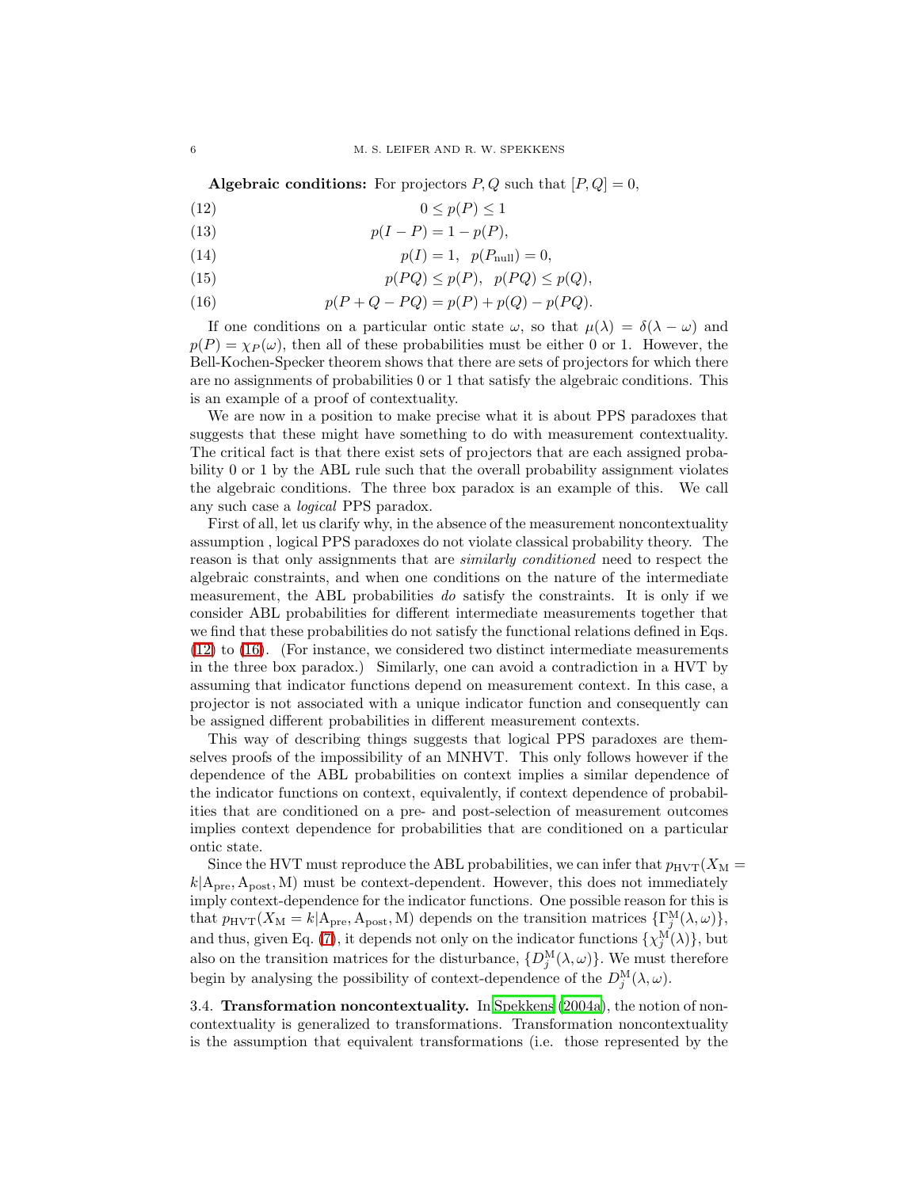**Algebraic conditions:** For projectors $P, Q$ such that $[P, Q] = 0$,

$$0 \leq p(P) \leq 1 \tag{12}$$

$$p(I - P) = 1 - p(P), \tag{13}$$

$$p(I) = 1, \quad p(P_{\text{null}}) = 0, \tag{14}$$

$$p(PQ) \leq p(P), \quad p(PQ) \leq p(Q), \tag{15}$$

$$p(P + Q - PQ) = p(P) + p(Q) - p(PQ). \tag{16}$$

If one conditions on a particular ontic state $\omega$, so that $\mu(\lambda) = \delta(\lambda - \omega)$ and $p(P) = \chi_P(\omega)$, then all of these probabilities must be either 0 or 1. However, the Bell-Kochen-Specker theorem shows that there are sets of projectors for which there are no assignments of probabilities 0 or 1 that satisfy the algebraic conditions. This is an example of a proof of contextuality.

We are now in a position to make precise what it is about PPS paradoxes that suggests that these might have something to do with measurement contextuality. The critical fact is that there exist sets of projectors that are each assigned probability 0 or 1 by the ABL rule such that the overall probability assignment violates the algebraic conditions. The three box paradox is an example of this. We call any such case a *logical* PPS paradox.

First of all, let us clarify why, in the absence of the measurement noncontextuality assumption , logical PPS paradoxes do not violate classical probability theory. The reason is that only assignments that are *similarly conditioned* need to respect the algebraic constraints, and when one conditions on the nature of the intermediate measurement, the ABL probabilities *do* satisfy the constraints. It is only if we consider ABL probabilities for different intermediate measurements together that we find that these probabilities do not satisfy the functional relations defined in Eqs. (12) to (16). (For instance, we considered two distinct intermediate measurements in the three box paradox.) Similarly, one can avoid a contradiction in a HVT by assuming that indicator functions depend on measurement context. In this case, a projector is not associated with a unique indicator function and consequently can be assigned different probabilities in different measurement contexts.

This way of describing things suggests that logical PPS paradoxes are themselves proofs of the impossibility of an MNHVT. This only follows however if the dependence of the ABL probabilities on context implies a similar dependence of the indicator functions on context, equivalently, if context dependence of probabilities that are conditioned on a pre- and post-selection of measurement outcomes implies context dependence for probabilities that are conditioned on a particular ontic state.

Since the HVT must reproduce the ABL probabilities, we can infer that $p_{\text{HVT}}(X_{\text{M}} = k|\text{A}_{\text{pre}}, \text{A}_{\text{post}}, \text{M})$ must be context-dependent. However, this does not immediately imply context-dependence for the indicator functions. One possible reason for this is that $p_{\text{HVT}}(X_{\text{M}} = k|\text{A}_{\text{pre}}, \text{A}_{\text{post}}, \text{M})$ depends on the transition matrices $\{\Gamma_j^{\text{M}}(\lambda, \omega)\}$, and thus, given Eq. (7), it depends not only on the indicator functions $\{\chi_j^{\text{M}}(\lambda)\}$, but also on the transition matrices for the disturbance, $\{D_j^{\text{M}}(\lambda, \omega)\}$. We must therefore begin by analysing the possibility of context-dependence of the $D_j^{\text{M}}(\lambda, \omega)$.

3.4. **Transformation noncontextuality.** In Spekkens (2004a), the notion of noncontextuality is generalized to transformations. Transformation noncontextuality is the assumption that equivalent transformations (i.e. those represented by the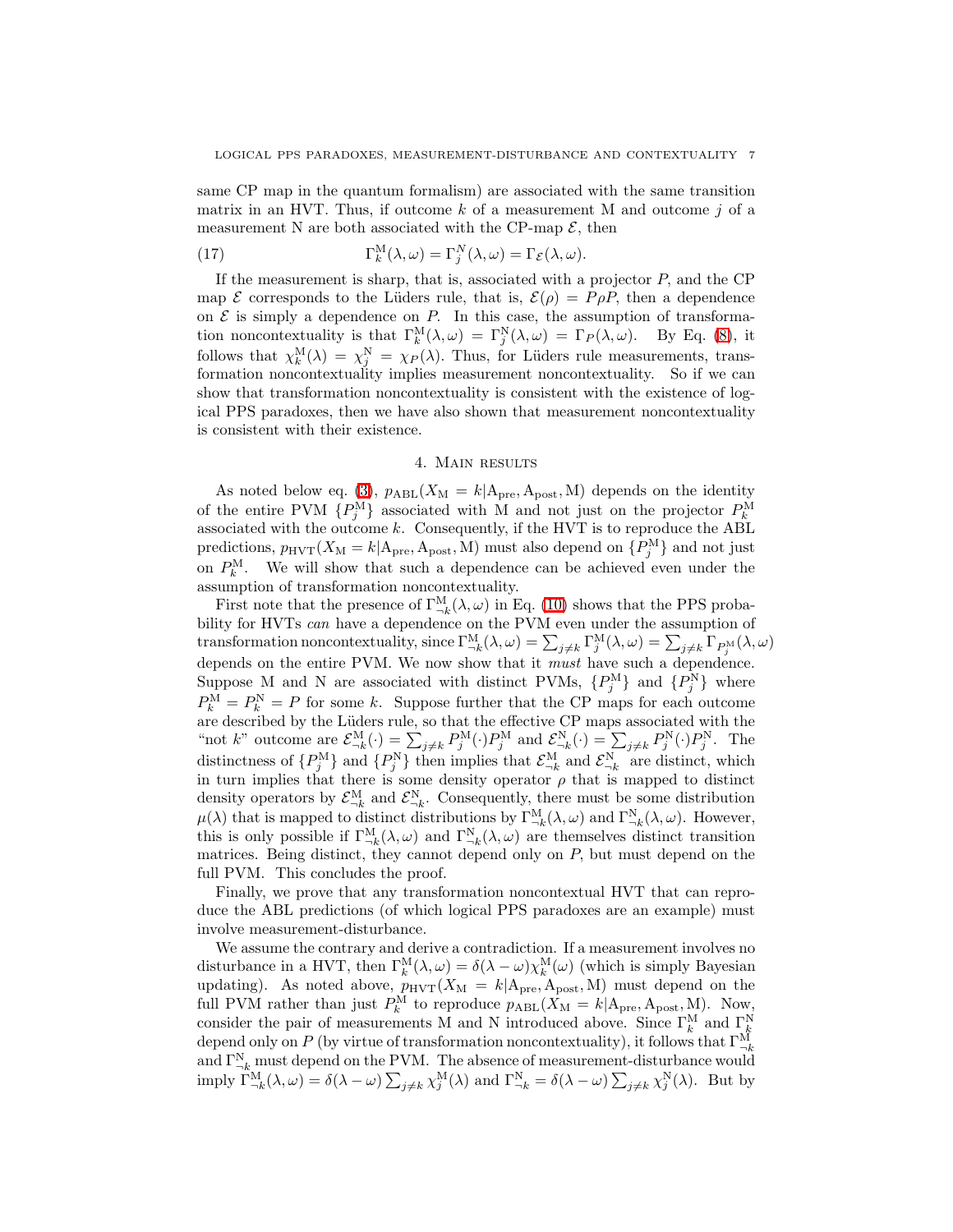same CP map in the quantum formalism) are associated with the same transition matrix in an HVT. Thus, if outcome $k$ of a measurement M and outcome $j$ of a measurement N are both associated with the CP-map $\mathcal{E}$, then

$$\Gamma_k^{\mathrm{M}}(\lambda,\omega) = \Gamma_j^{N}(\lambda,\omega) = \Gamma_{\mathcal{E}}(\lambda,\omega). \tag{17}$$

If the measurement is sharp, that is, associated with a projector $P$, and the CP map $\mathcal{E}$ corresponds to the Lüders rule, that is, $\mathcal{E}(\rho) = P\rho P$, then a dependence on $\mathcal{E}$ is simply a dependence on $P$. In this case, the assumption of transformation noncontextuality is that $\Gamma_k^{\mathrm{M}}(\lambda,\omega) = \Gamma_j^{\mathrm{N}}(\lambda,\omega) = \Gamma_P(\lambda,\omega)$. By Eq. (8), it follows that $\chi_k^{\mathrm{M}}(\lambda) = \chi_j^{\mathrm{N}} = \chi_P(\lambda)$. Thus, for Lüders rule measurements, transformation noncontextuality implies measurement noncontextuality. So if we can show that transformation noncontextuality is consistent with the existence of logical PPS paradoxes, then we have also shown that measurement noncontextuality is consistent with their existence.

## 4. Main results

As noted below eq. (3), $p_{\mathrm{ABL}}(X_{\mathrm{M}} = k|\mathrm{A}_{\mathrm{pre}}, \mathrm{A}_{\mathrm{post}}, \mathrm{M})$ depends on the identity of the entire PVM $\{P_j^{\mathrm{M}}\}$ associated with M and not just on the projector $P_k^{\mathrm{M}}$ associated with the outcome $k$. Consequently, if the HVT is to reproduce the ABL predictions, $p_{\mathrm{HVT}}(X_{\mathrm{M}} = k|\mathrm{A}_{\mathrm{pre}}, \mathrm{A}_{\mathrm{post}}, \mathrm{M})$ must also depend on $\{P_j^{\mathrm{M}}\}$ and not just on $P_k^{\mathrm{M}}$. We will show that such a dependence can be achieved even under the assumption of transformation noncontextuality.

First note that the presence of $\Gamma_{\neg k}^{\mathrm{M}}(\lambda,\omega)$ in Eq. (10) shows that the PPS probability for HVTs *can* have a dependence on the PVM even under the assumption of transformation noncontextuality, since $\Gamma_{\neg k}^{\mathrm{M}}(\lambda,\omega) = \sum_{j\neq k}\Gamma_j^{\mathrm{M}}(\lambda,\omega) = \sum_{j\neq k}\Gamma_{P_j^{\mathrm{M}}}(\lambda,\omega)$ depends on the entire PVM. We now show that it *must* have such a dependence. Suppose M and N are associated with distinct PVMs, $\{P_j^{\mathrm{M}}\}$ and $\{P_j^{\mathrm{N}}\}$ where $P_k^{\mathrm{M}} = P_k^{\mathrm{N}} = P$ for some $k$. Suppose further that the CP maps for each outcome are described by the Lüders rule, so that the effective CP maps associated with the "not $k$" outcome are $\mathcal{E}_{\neg k}^{\mathrm{M}}(\cdot) = \sum_{j\neq k} P_j^{\mathrm{M}}(\cdot)P_j^{\mathrm{M}}$ and $\mathcal{E}_{\neg k}^{\mathrm{N}}(\cdot) = \sum_{j\neq k} P_j^{\mathrm{N}}(\cdot)P_j^{\mathrm{N}}$. The distinctness of $\{P_j^{\mathrm{M}}\}$ and $\{P_j^{\mathrm{N}}\}$ then implies that $\mathcal{E}_{\neg k}^{\mathrm{M}}$ and $\mathcal{E}_{\neg k}^{\mathrm{N}}$ are distinct, which in turn implies that there is some density operator $\rho$ that is mapped to distinct density operators by $\mathcal{E}_{\neg k}^{\mathrm{M}}$ and $\mathcal{E}_{\neg k}^{\mathrm{N}}$. Consequently, there must be some distribution $\mu(\lambda)$ that is mapped to distinct distributions by $\Gamma_{\neg k}^{\mathrm{M}}(\lambda,\omega)$ and $\Gamma_{\neg k}^{\mathrm{N}}(\lambda,\omega)$. However, this is only possible if $\Gamma_{\neg k}^{\mathrm{M}}(\lambda,\omega)$ and $\Gamma_{\neg k}^{\mathrm{N}}(\lambda,\omega)$ are themselves distinct transition matrices. Being distinct, they cannot depend only on $P$, but must depend on the full PVM. This concludes the proof.

Finally, we prove that any transformation noncontextual HVT that can reproduce the ABL predictions (of which logical PPS paradoxes are an example) must involve measurement-disturbance.

We assume the contrary and derive a contradiction. If a measurement involves no disturbance in a HVT, then $\Gamma_k^{\mathrm{M}}(\lambda,\omega) = \delta(\lambda-\omega)\chi_k^{\mathrm{M}}(\omega)$ (which is simply Bayesian updating). As noted above, $p_{\mathrm{HVT}}(X_{\mathrm{M}} = k|\mathrm{A}_{\mathrm{pre}}, \mathrm{A}_{\mathrm{post}}, \mathrm{M})$ must depend on the full PVM rather than just $P_k^{\mathrm{M}}$ to reproduce $p_{\mathrm{ABL}}(X_{\mathrm{M}} = k|\mathrm{A}_{\mathrm{pre}}, \mathrm{A}_{\mathrm{post}}, \mathrm{M})$. Now, consider the pair of measurements M and N introduced above. Since $\Gamma_k^{\mathrm{M}}$ and $\Gamma_k^{\mathrm{N}}$ depend only on $P$ (by virtue of transformation noncontextuality), it follows that $\Gamma_{\neg k}^{\mathrm{M}}$ and $\Gamma_{\neg k}^{\mathrm{N}}$ must depend on the PVM. The absence of measurement-disturbance would imply $\Gamma_{\neg k}^{\mathrm{M}}(\lambda,\omega) = \delta(\lambda-\omega)\sum_{j\neq k}\chi_j^{\mathrm{M}}(\lambda)$ and $\Gamma_{\neg k}^{\mathrm{N}} = \delta(\lambda-\omega)\sum_{j\neq k}\chi_j^{\mathrm{N}}(\lambda)$. But by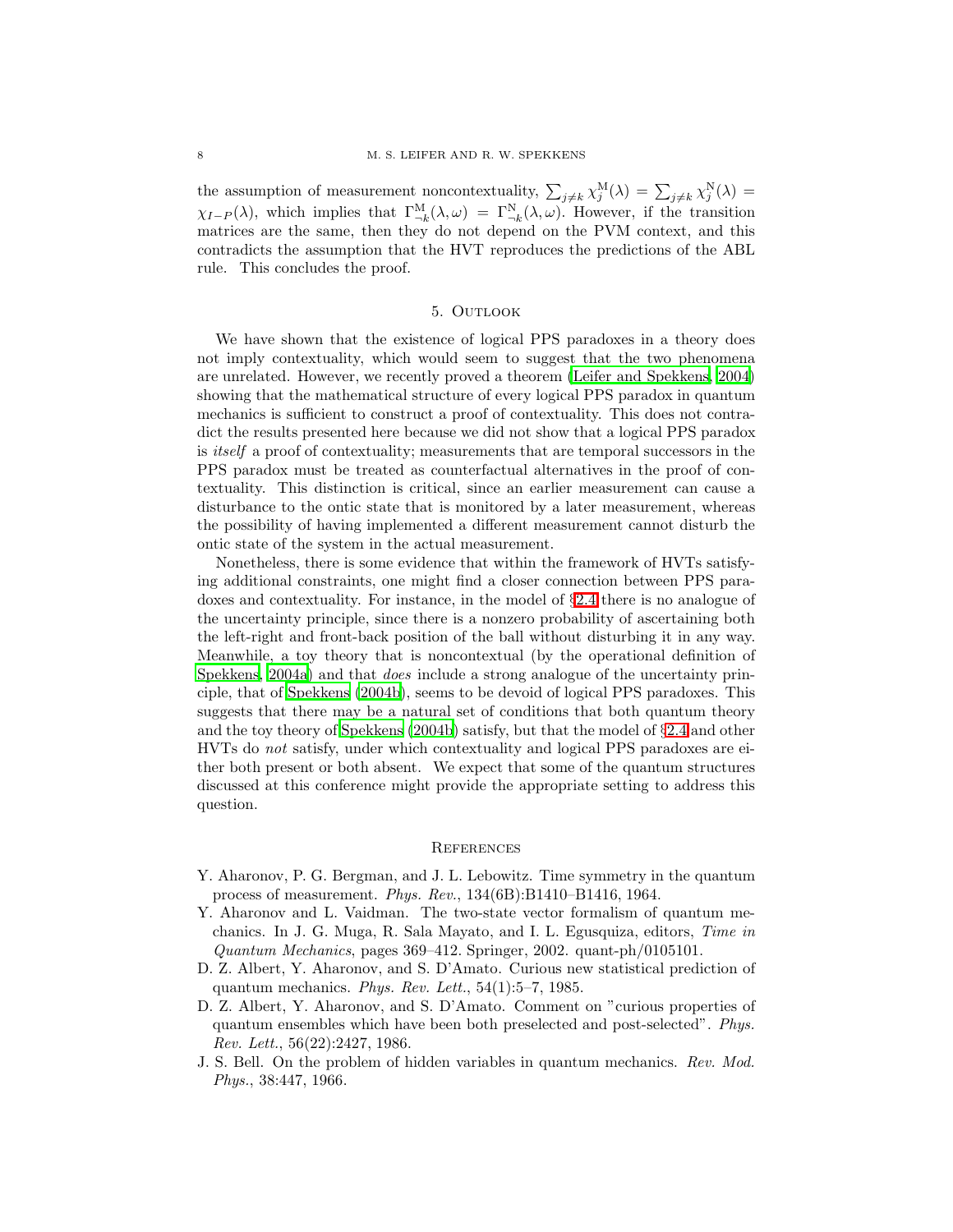the assumption of measurement noncontextuality, $\sum_{j\neq k} \chi_j^{\mathrm{M}}(\lambda) = \sum_{j\neq k} \chi_j^{\mathrm{N}}(\lambda) = \chi_{I-P}(\lambda)$, which implies that $\Gamma^{\mathrm{M}}_{\neg k}(\lambda,\omega) = \Gamma^{\mathrm{N}}_{\neg k}(\lambda,\omega)$. However, if the transition matrices are the same, then they do not depend on the PVM context, and this contradicts the assumption that the HVT reproduces the predictions of the ABL rule. This concludes the proof.

## 5. Outlook

We have shown that the existence of logical PPS paradoxes in a theory does not imply contextuality, which would seem to suggest that the two phenomena are unrelated. However, we recently proved a theorem (Leifer and Spekkens, 2004) showing that the mathematical structure of every logical PPS paradox in quantum mechanics is sufficient to construct a proof of contextuality. This does not contradict the results presented here because we did not show that a logical PPS paradox is *itself* a proof of contextuality; measurements that are temporal successors in the PPS paradox must be treated as counterfactual alternatives in the proof of contextuality. This distinction is critical, since an earlier measurement can cause a disturbance to the ontic state that is monitored by a later measurement, whereas the possibility of having implemented a different measurement cannot disturb the ontic state of the system in the actual measurement.

Nonetheless, there is some evidence that within the framework of HVTs satisfying additional constraints, one might find a closer connection between PPS paradoxes and contextuality. For instance, in the model of §2.4 there is no analogue of the uncertainty principle, since there is a nonzero probability of ascertaining both the left-right and front-back position of the ball without disturbing it in any way. Meanwhile, a toy theory that is noncontextual (by the operational definition of Spekkens, 2004a) and that *does* include a strong analogue of the uncertainty principle, that of Spekkens (2004b), seems to be devoid of logical PPS paradoxes. This suggests that there may be a natural set of conditions that both quantum theory and the toy theory of Spekkens (2004b) satisfy, but that the model of §2.4 and other HVTs do *not* satisfy, under which contextuality and logical PPS paradoxes are either both present or both absent. We expect that some of the quantum structures discussed at this conference might provide the appropriate setting to address this question.

## References

Y. Aharonov, P. G. Bergman, and J. L. Lebowitz. Time symmetry in the quantum process of measurement. *Phys. Rev.*, 134(6B):B1410–B1416, 1964.

Y. Aharonov and L. Vaidman. The two-state vector formalism of quantum mechanics. In J. G. Muga, R. Sala Mayato, and I. L. Egusquiza, editors, *Time in Quantum Mechanics*, pages 369–412. Springer, 2002. quant-ph/0105101.

D. Z. Albert, Y. Aharonov, and S. D'Amato. Curious new statistical prediction of quantum mechanics. *Phys. Rev. Lett.*, 54(1):5–7, 1985.

D. Z. Albert, Y. Aharonov, and S. D'Amato. Comment on "curious properties of quantum ensembles which have been both preselected and post-selected". *Phys. Rev. Lett.*, 56(22):2427, 1986.

J. S. Bell. On the problem of hidden variables in quantum mechanics. *Rev. Mod. Phys.*, 38:447, 1966.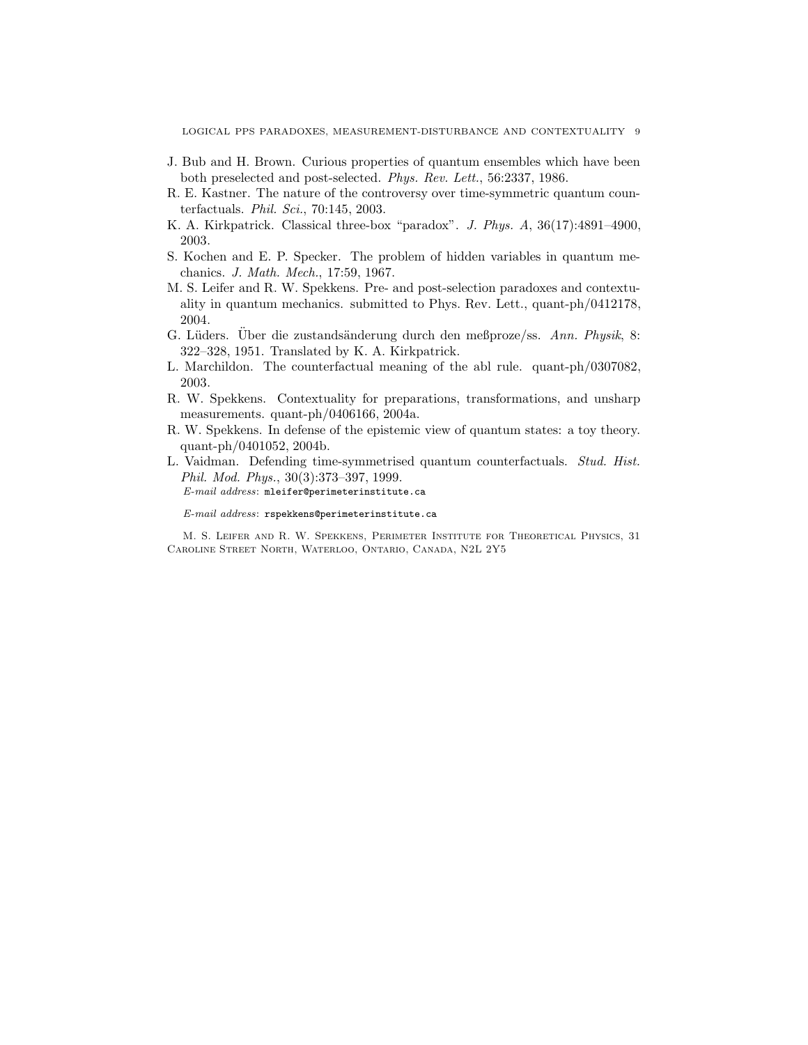J. Bub and H. Brown. Curious properties of quantum ensembles which have been both preselected and post-selected. *Phys. Rev. Lett.*, 56:2337, 1986.

R. E. Kastner. The nature of the controversy over time-symmetric quantum counterfactuals. *Phil. Sci.*, 70:145, 2003.

K. A. Kirkpatrick. Classical three-box "paradox". *J. Phys. A*, 36(17):4891–4900, 2003.

S. Kochen and E. P. Specker. The problem of hidden variables in quantum mechanics. *J. Math. Mech.*, 17:59, 1967.

M. S. Leifer and R. W. Spekkens. Pre- and post-selection paradoxes and contextuality in quantum mechanics. submitted to Phys. Rev. Lett., quant-ph/0412178, 2004.

G. Lüders. Über die zustandsänderung durch den meßproze/ss. *Ann. Physik*, 8: 322–328, 1951. Translated by K. A. Kirkpatrick.

L. Marchildon. The counterfactual meaning of the abl rule. quant-ph/0307082, 2003.

R. W. Spekkens. Contextuality for preparations, transformations, and unsharp measurements. quant-ph/0406166, 2004a.

R. W. Spekkens. In defense of the epistemic view of quantum states: a toy theory. quant-ph/0401052, 2004b.

L. Vaidman. Defending time-symmetrised quantum counterfactuals. *Stud. Hist. Phil. Mod. Phys.*, 30(3):373–397, 1999.

*E-mail address*: `mleifer@perimeterinstitute.ca`

*E-mail address*: `rspekkens@perimeterinstitute.ca`

M. S. Leifer and R. W. Spekkens, Perimeter Institute for Theoretical Physics, 31 Caroline Street North, Waterloo, Ontario, Canada, N2L 2Y5